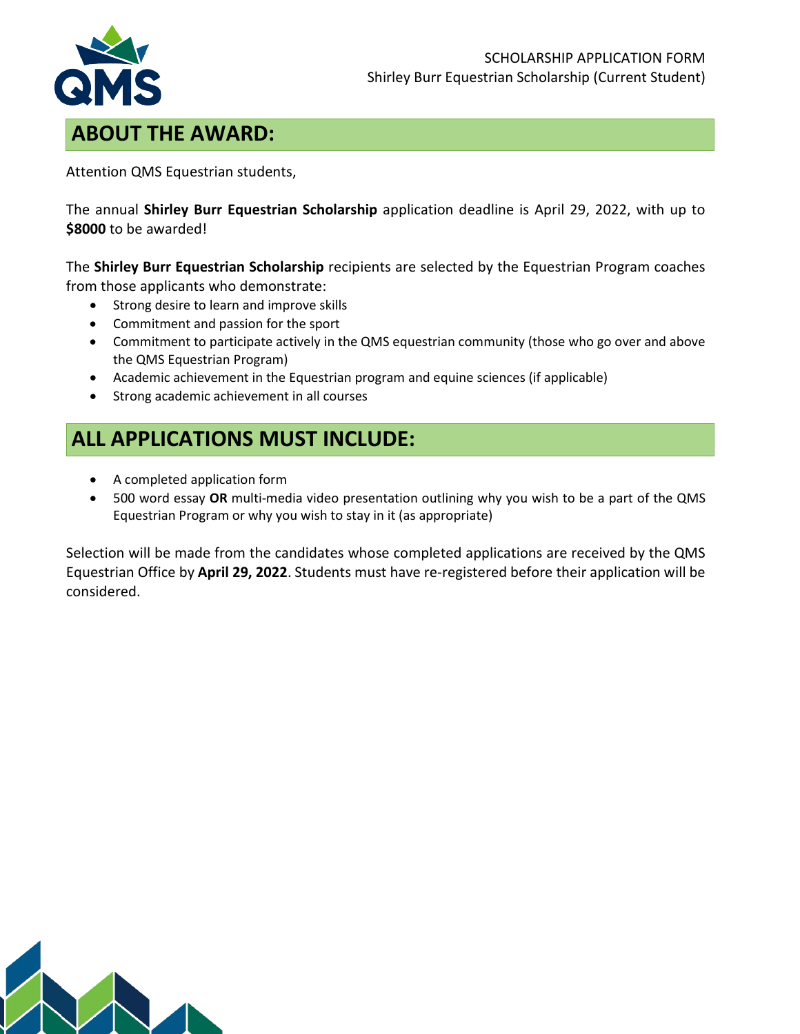SCHOLARSHIP APPLICATION FORM
Shirley Burr Equestrian Scholarship (Current Student)

## ABOUT THE AWARD:

Attention QMS Equestrian students,

The annual **Shirley Burr Equestrian Scholarship** application deadline is April 29, 2022, with up to **$8000** to be awarded!

The **Shirley Burr Equestrian Scholarship** recipients are selected by the Equestrian Program coaches from those applicants who demonstrate:

- Strong desire to learn and improve skills
- Commitment and passion for the sport
- Commitment to participate actively in the QMS equestrian community (those who go over and above the QMS Equestrian Program)
- Academic achievement in the Equestrian program and equine sciences (if applicable)
- Strong academic achievement in all courses

## ALL APPLICATIONS MUST INCLUDE:

- A completed application form
- 500 word essay **OR** multi-media video presentation outlining why you wish to be a part of the QMS Equestrian Program or why you wish to stay in it (as appropriate)

Selection will be made from the candidates whose completed applications are received by the QMS Equestrian Office by **April 29, 2022**. Students must have re-registered before their application will be considered.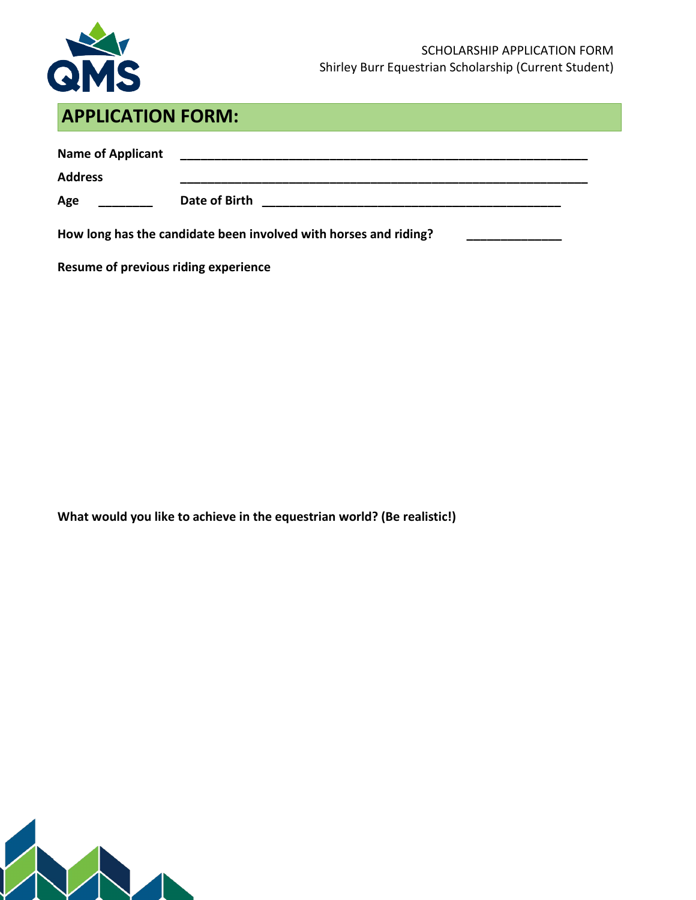SCHOLARSHIP APPLICATION FORM
Shirley Burr Equestrian Scholarship (Current Student)

## APPLICATION FORM:

**Name of Applicant** ______________________________________________________________

**Address** ______________________________________________________________

**Age** ________ **Date of Birth** _____________________________________________

**How long has the candidate been involved with horses and riding?** ______________

**Resume of previous riding experience**

**What would you like to achieve in the equestrian world? (Be realistic!)**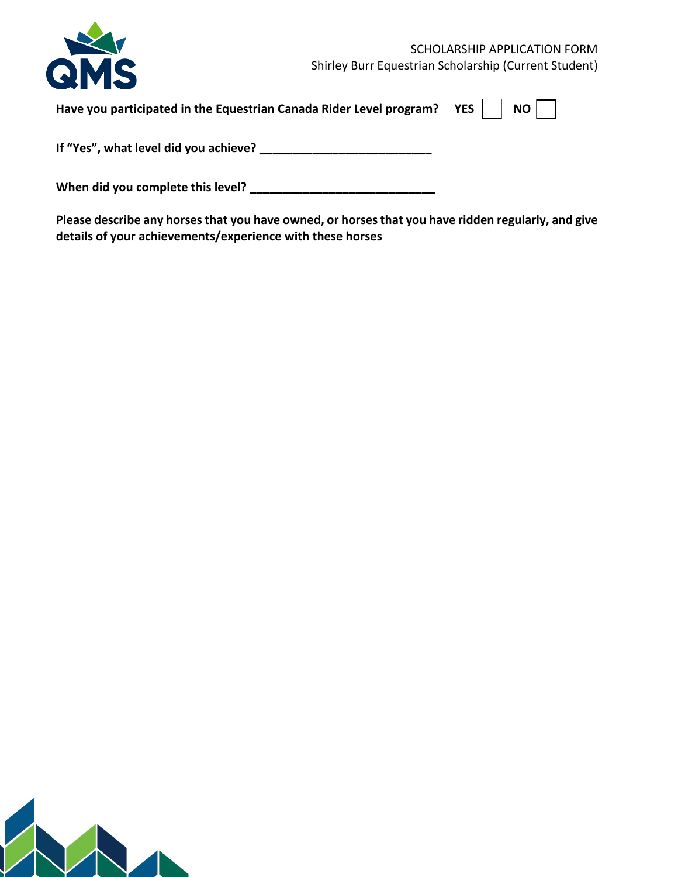SCHOLARSHIP APPLICATION FORM
Shirley Burr Equestrian Scholarship (Current Student)

**Have you participated in the Equestrian Canada Rider Level program?** **YES** ☐ **NO** ☐

**If "Yes", what level did you achieve?** ___________________________

**When did you complete this level?** ____________________________

**Please describe any horses that you have owned, or horses that you have ridden regularly, and give details of your achievements/experience with these horses**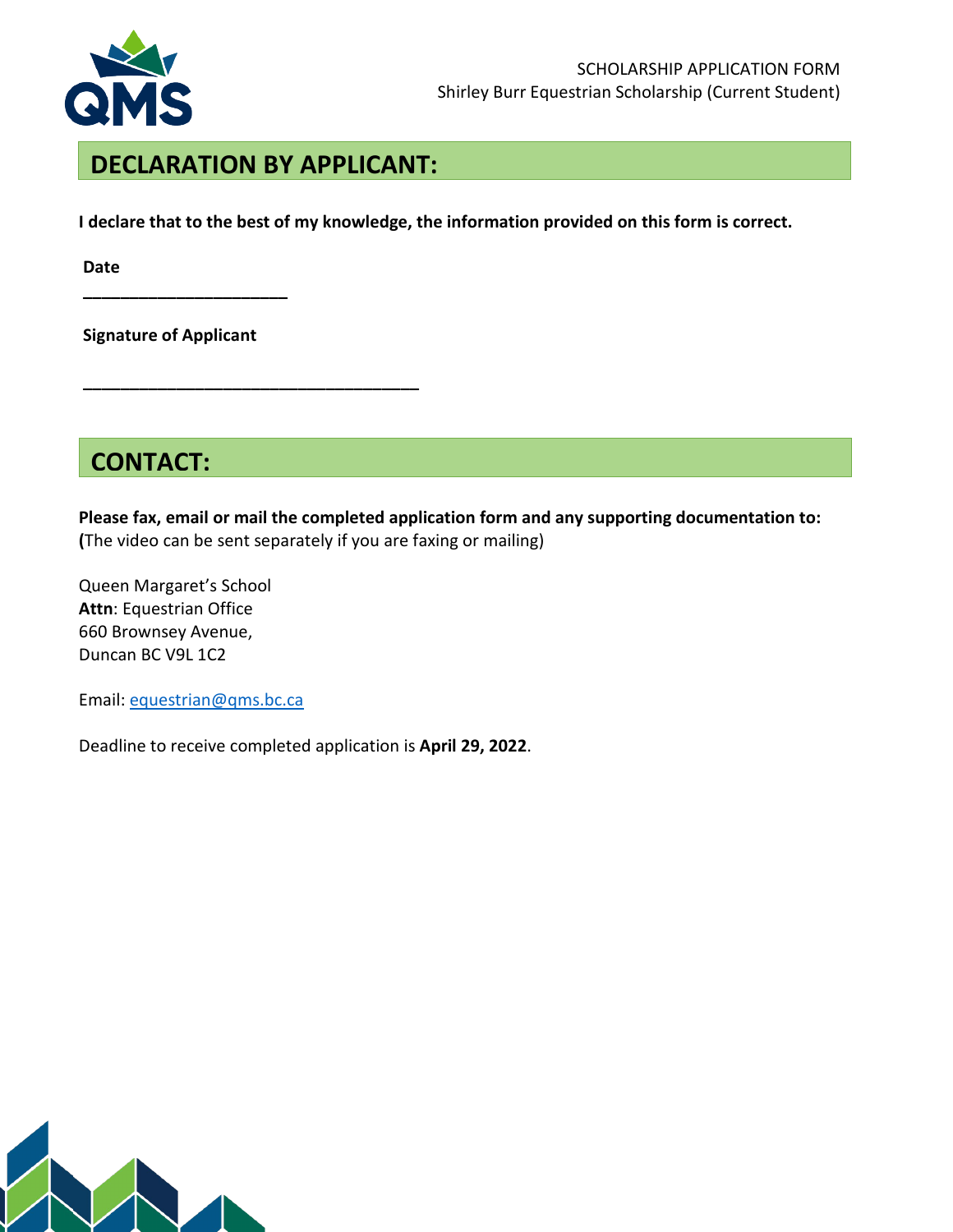# DECLARATION BY APPLICANT:

**I declare that to the best of my knowledge, the information provided on this form is correct.**

**Date**

______________________

**Signature of Applicant**

____________________________________

# CONTACT:

**Please fax, email or mail the completed application form and any supporting documentation to:**
**(**The video can be sent separately if you are faxing or mailing)

Queen Margaret's School
**Attn**: Equestrian Office
660 Brownsey Avenue,
Duncan BC V9L 1C2

Email: equestrian@qms.bc.ca

Deadline to receive completed application is **April 29, 2022**.